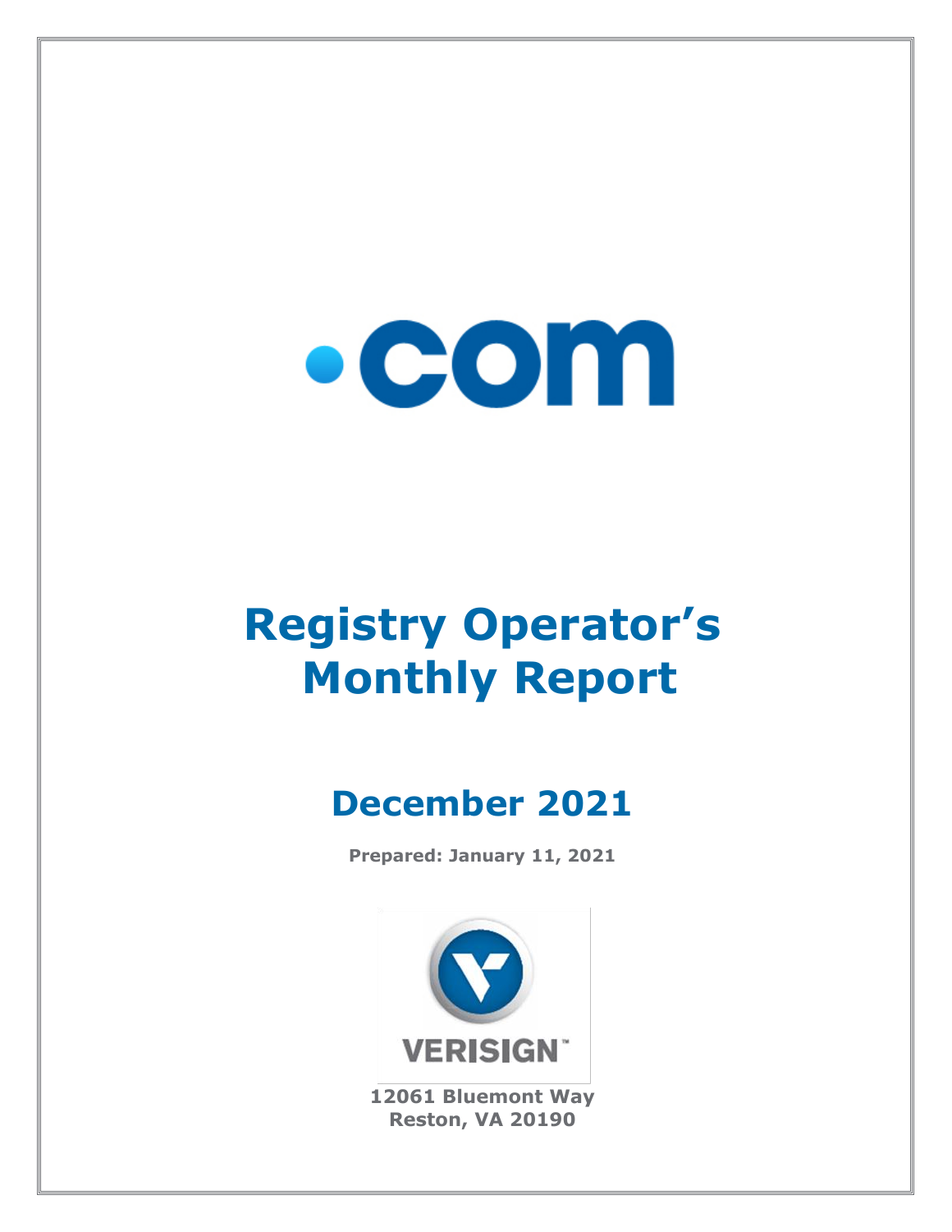# .com

# Registry Operator's Monthly Report

## December 2021

**Prepared: January 11, 2021**

VERISIGN

**12061 Bluemont Way**
**Reston, VA 20190**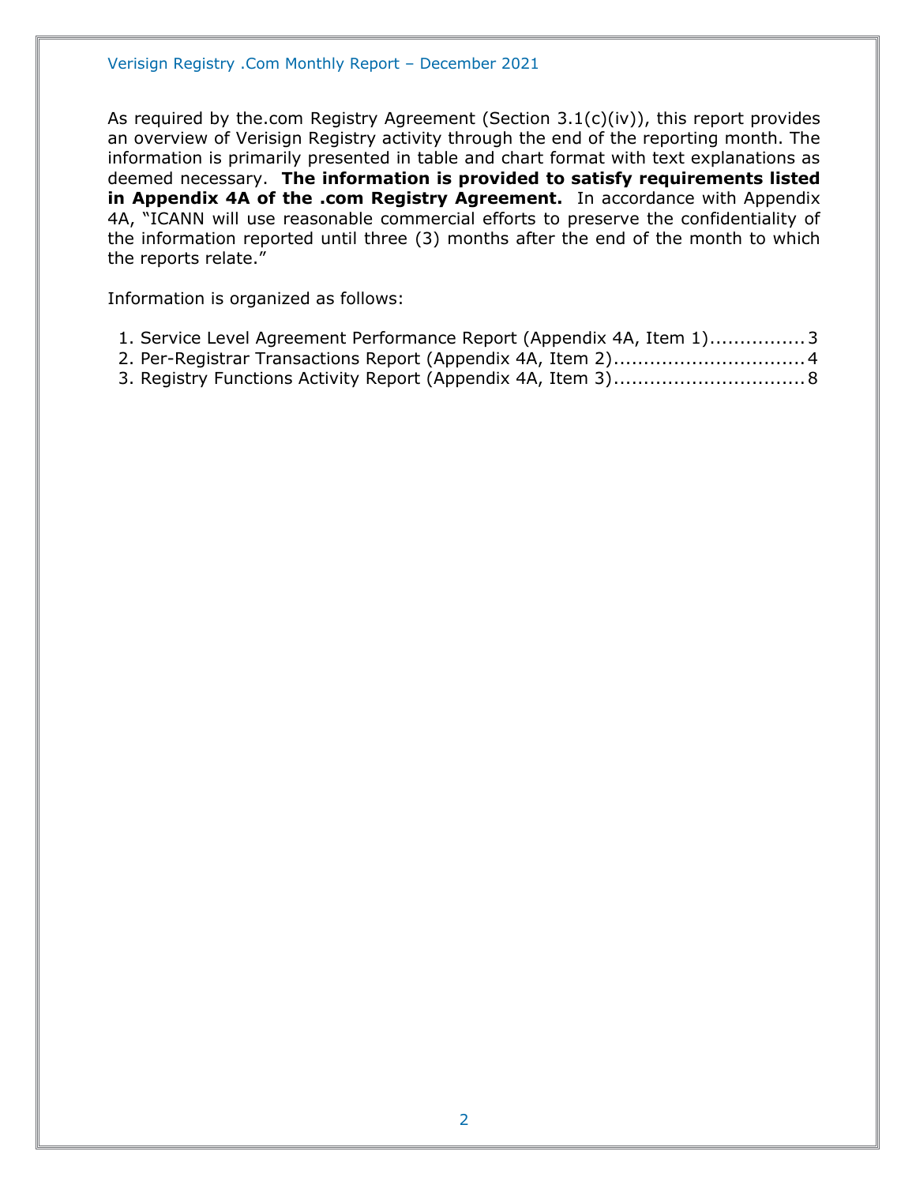As required by the.com Registry Agreement (Section 3.1(c)(iv)), this report provides an overview of Verisign Registry activity through the end of the reporting month. The information is primarily presented in table and chart format with text explanations as deemed necessary. **The information is provided to satisfy requirements listed in Appendix 4A of the .com Registry Agreement.** In accordance with Appendix 4A, "ICANN will use reasonable commercial efforts to preserve the confidentiality of the information reported until three (3) months after the end of the month to which the reports relate."

Information is organized as follows:

1. Service Level Agreement Performance Report (Appendix 4A, Item 1)................3
2. Per-Registrar Transactions Report (Appendix 4A, Item 2)...............................4
3. Registry Functions Activity Report (Appendix 4A, Item 3)...............................8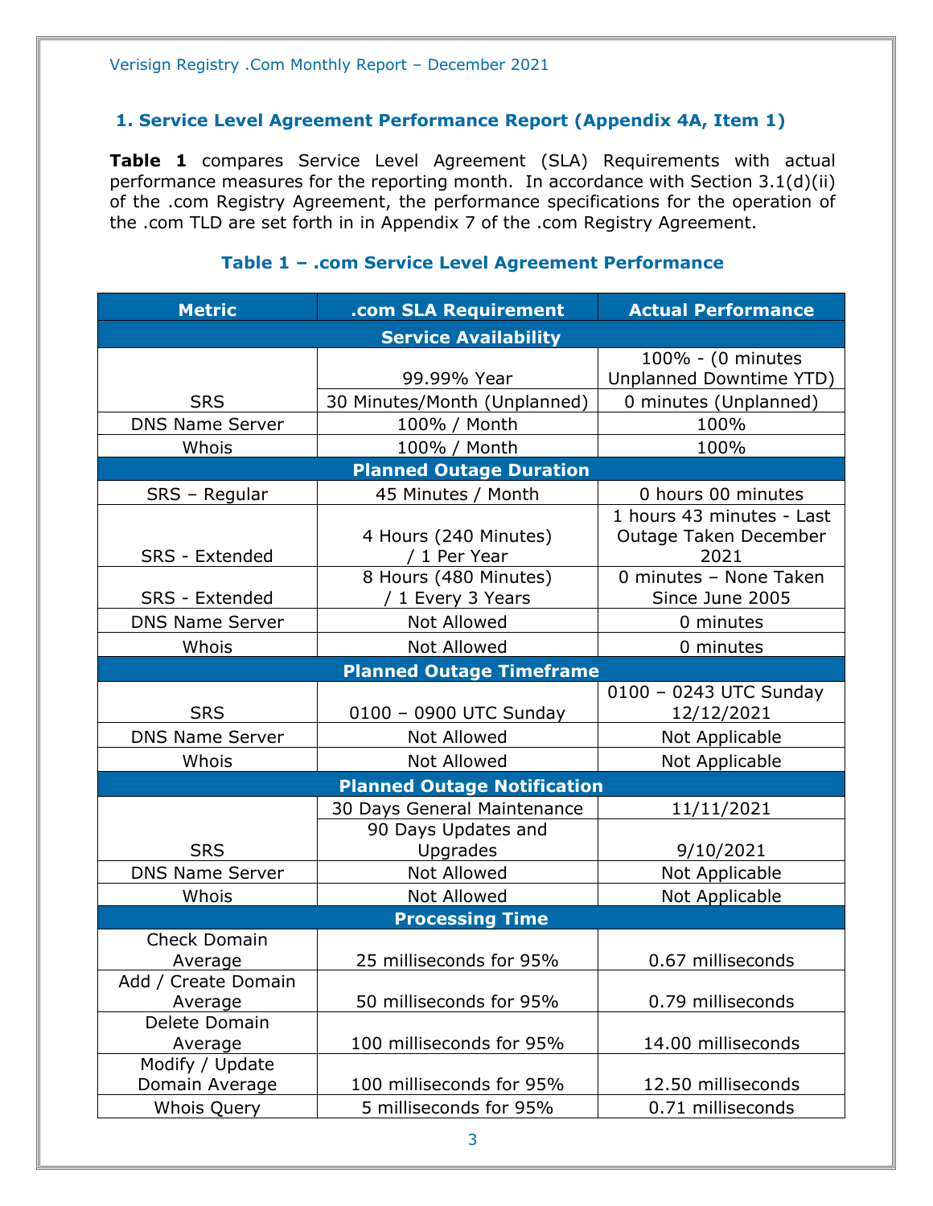## 1. Service Level Agreement Performance Report (Appendix 4A, Item 1)

**Table 1** compares Service Level Agreement (SLA) Requirements with actual performance measures for the reporting month. In accordance with Section 3.1(d)(ii) of the .com Registry Agreement, the performance specifications for the operation of the .com TLD are set forth in in Appendix 7 of the .com Registry Agreement.

### Table 1 – .com Service Level Agreement Performance

| Metric | .com SLA Requirement | Actual Performance |
|---|---|---|
| **Service Availability** | | |
| SRS | 99.99% Year | 100% - (0 minutes Unplanned Downtime YTD) |
| | 30 Minutes/Month (Unplanned) | 0 minutes (Unplanned) |
| DNS Name Server | 100% / Month | 100% |
| Whois | 100% / Month | 100% |
| **Planned Outage Duration** | | |
| SRS – Regular | 45 Minutes / Month | 0 hours 00 minutes |
| SRS - Extended | 4 Hours (240 Minutes) / 1 Per Year | 1 hours 43 minutes - Last Outage Taken December 2021 |
| SRS - Extended | 8 Hours (480 Minutes) / 1 Every 3 Years | 0 minutes – None Taken Since June 2005 |
| DNS Name Server | Not Allowed | 0 minutes |
| Whois | Not Allowed | 0 minutes |
| **Planned Outage Timeframe** | | |
| SRS | 0100 – 0900 UTC Sunday | 0100 – 0243 UTC Sunday 12/12/2021 |
| DNS Name Server | Not Allowed | Not Applicable |
| Whois | Not Allowed | Not Applicable |
| **Planned Outage Notification** | | |
| SRS | 30 Days General Maintenance | 11/11/2021 |
| | 90 Days Updates and Upgrades | 9/10/2021 |
| DNS Name Server | Not Allowed | Not Applicable |
| Whois | Not Allowed | Not Applicable |
| **Processing Time** | | |
| Check Domain Average | 25 milliseconds for 95% | 0.67 milliseconds |
| Add / Create Domain Average | 50 milliseconds for 95% | 0.79 milliseconds |
| Delete Domain Average | 100 milliseconds for 95% | 14.00 milliseconds |
| Modify / Update Domain Average | 100 milliseconds for 95% | 12.50 milliseconds |
| Whois Query | 5 milliseconds for 95% | 0.71 milliseconds |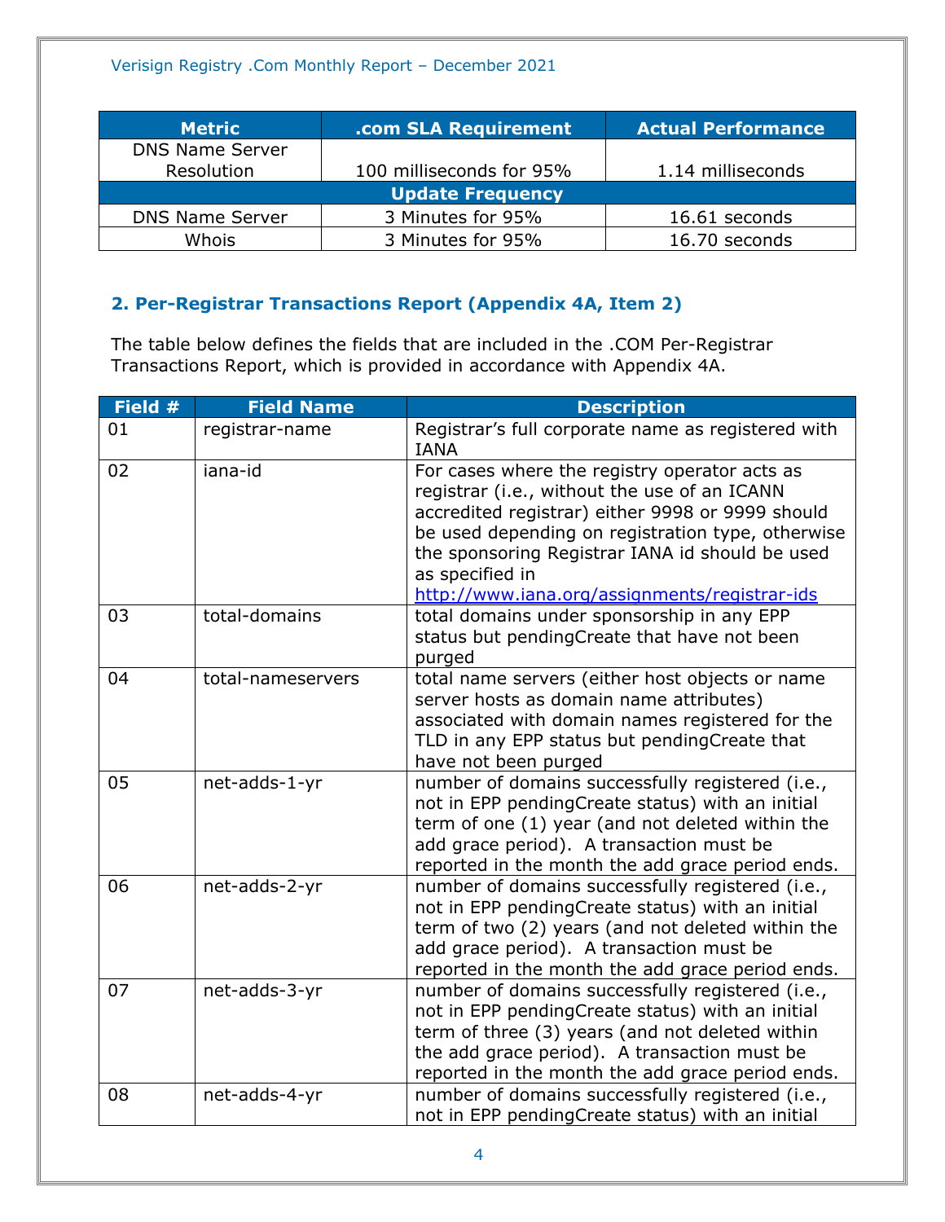| Metric | .com SLA Requirement | Actual Performance |
|---|---|---|
| DNS Name Server Resolution | 100 milliseconds for 95% | 1.14 milliseconds |
| **Update Frequency** | | |
| DNS Name Server | 3 Minutes for 95% | 16.61 seconds |
| Whois | 3 Minutes for 95% | 16.70 seconds |

### 2. Per-Registrar Transactions Report (Appendix 4A, Item 2)

The table below defines the fields that are included in the .COM Per-Registrar Transactions Report, which is provided in accordance with Appendix 4A.

| Field # | Field Name | Description |
|---|---|---|
| 01 | registrar-name | Registrar's full corporate name as registered with IANA |
| 02 | iana-id | For cases where the registry operator acts as registrar (i.e., without the use of an ICANN accredited registrar) either 9998 or 9999 should be used depending on registration type, otherwise the sponsoring Registrar IANA id should be used as specified in http://www.iana.org/assignments/registrar-ids |
| 03 | total-domains | total domains under sponsorship in any EPP status but pendingCreate that have not been purged |
| 04 | total-nameservers | total name servers (either host objects or name server hosts as domain name attributes) associated with domain names registered for the TLD in any EPP status but pendingCreate that have not been purged |
| 05 | net-adds-1-yr | number of domains successfully registered (i.e., not in EPP pendingCreate status) with an initial term of one (1) year (and not deleted within the add grace period). A transaction must be reported in the month the add grace period ends. |
| 06 | net-adds-2-yr | number of domains successfully registered (i.e., not in EPP pendingCreate status) with an initial term of two (2) years (and not deleted within the add grace period). A transaction must be reported in the month the add grace period ends. |
| 07 | net-adds-3-yr | number of domains successfully registered (i.e., not in EPP pendingCreate status) with an initial term of three (3) years (and not deleted within the add grace period). A transaction must be reported in the month the add grace period ends. |
| 08 | net-adds-4-yr | number of domains successfully registered (i.e., not in EPP pendingCreate status) with an initial |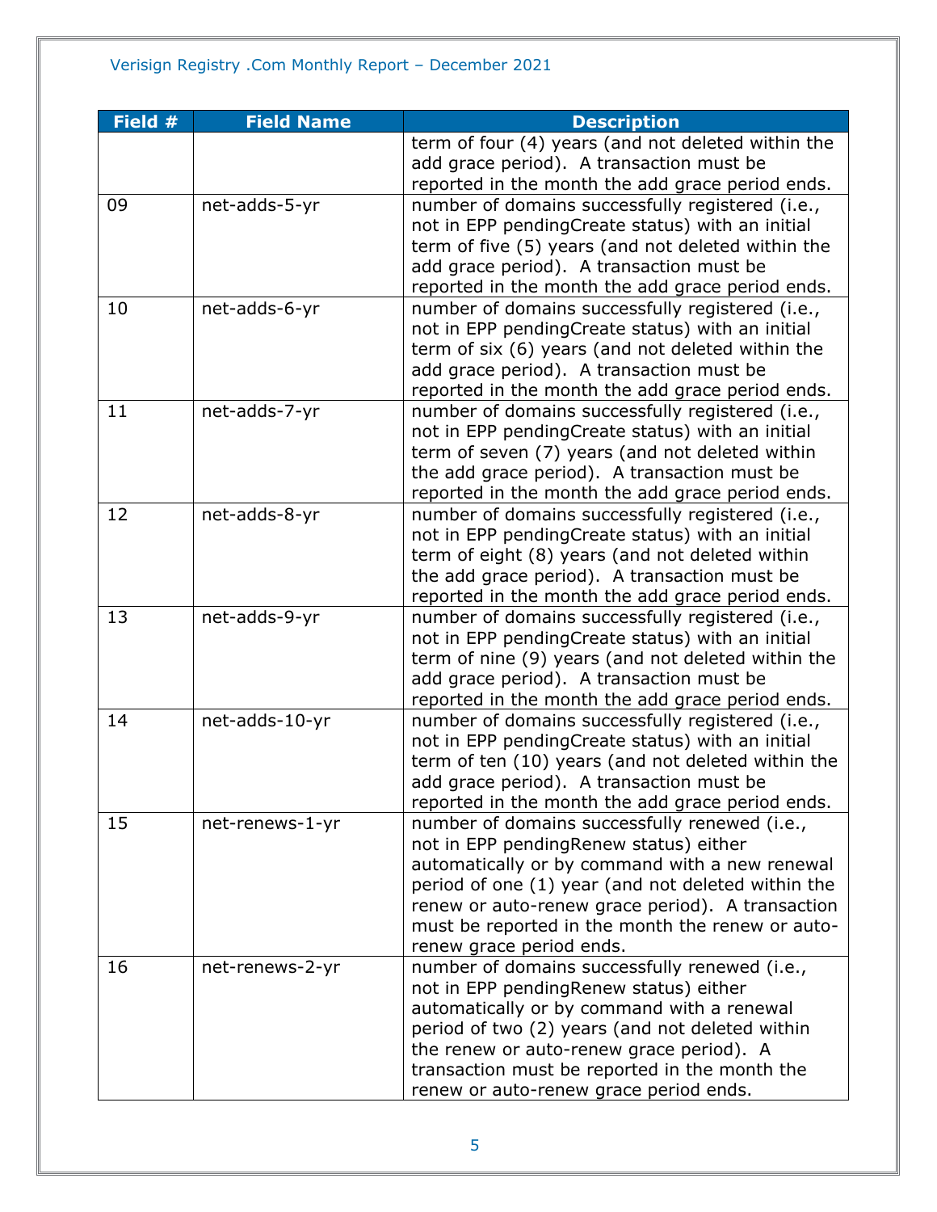| Field # | Field Name | Description |
|---|---|---|
| | | term of four (4) years (and not deleted within the add grace period). A transaction must be reported in the month the add grace period ends. |
| 09 | net-adds-5-yr | number of domains successfully registered (i.e., not in EPP pendingCreate status) with an initial term of five (5) years (and not deleted within the add grace period). A transaction must be reported in the month the add grace period ends. |
| 10 | net-adds-6-yr | number of domains successfully registered (i.e., not in EPP pendingCreate status) with an initial term of six (6) years (and not deleted within the add grace period). A transaction must be reported in the month the add grace period ends. |
| 11 | net-adds-7-yr | number of domains successfully registered (i.e., not in EPP pendingCreate status) with an initial term of seven (7) years (and not deleted within the add grace period). A transaction must be reported in the month the add grace period ends. |
| 12 | net-adds-8-yr | number of domains successfully registered (i.e., not in EPP pendingCreate status) with an initial term of eight (8) years (and not deleted within the add grace period). A transaction must be reported in the month the add grace period ends. |
| 13 | net-adds-9-yr | number of domains successfully registered (i.e., not in EPP pendingCreate status) with an initial term of nine (9) years (and not deleted within the add grace period). A transaction must be reported in the month the add grace period ends. |
| 14 | net-adds-10-yr | number of domains successfully registered (i.e., not in EPP pendingCreate status) with an initial term of ten (10) years (and not deleted within the add grace period). A transaction must be reported in the month the add grace period ends. |
| 15 | net-renews-1-yr | number of domains successfully renewed (i.e., not in EPP pendingRenew status) either automatically or by command with a new renewal period of one (1) year (and not deleted within the renew or auto-renew grace period). A transaction must be reported in the month the renew or auto-renew grace period ends. |
| 16 | net-renews-2-yr | number of domains successfully renewed (i.e., not in EPP pendingRenew status) either automatically or by command with a renewal period of two (2) years (and not deleted within the renew or auto-renew grace period). A transaction must be reported in the month the renew or auto-renew grace period ends. |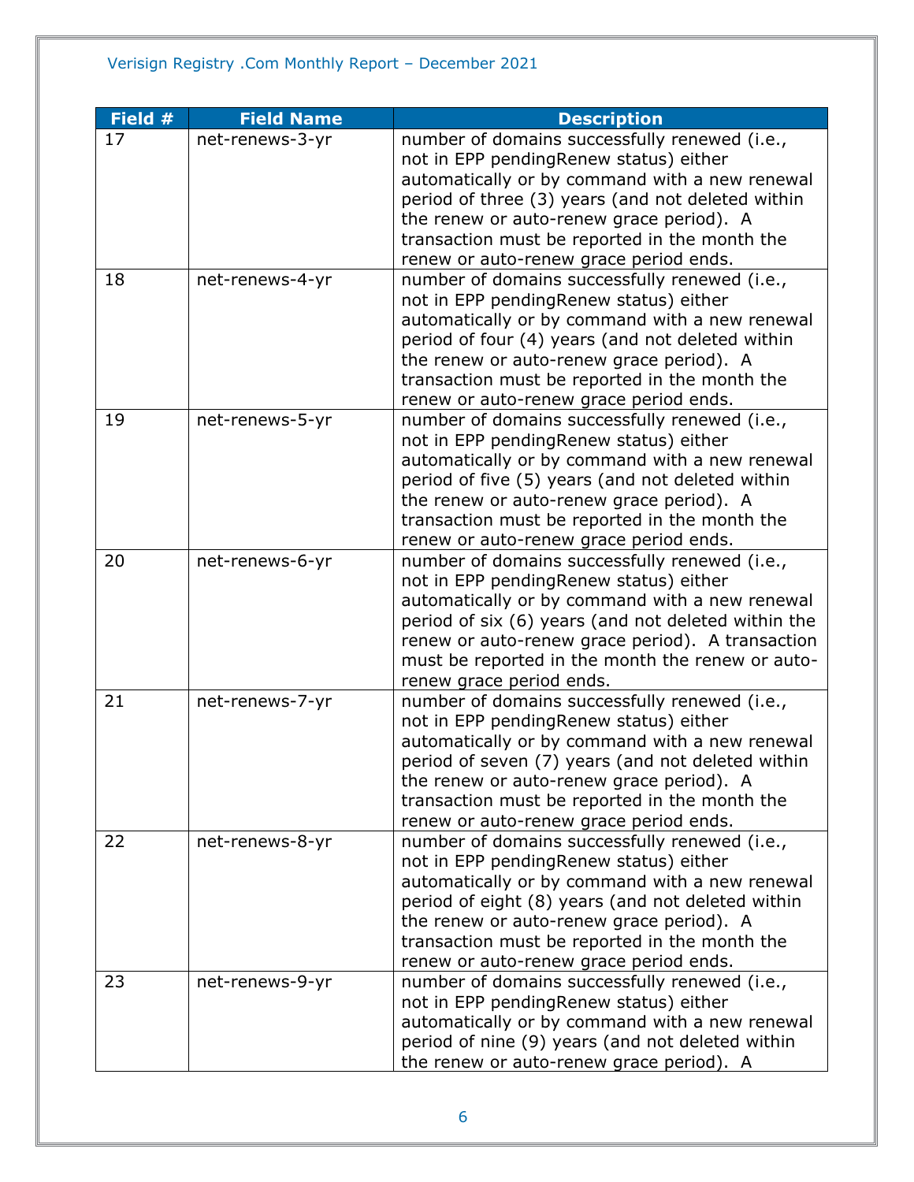| Field # | Field Name | Description |
|---|---|---|
| 17 | net-renews-3-yr | number of domains successfully renewed (i.e., not in EPP pendingRenew status) either automatically or by command with a new renewal period of three (3) years (and not deleted within the renew or auto-renew grace period). A transaction must be reported in the month the renew or auto-renew grace period ends. |
| 18 | net-renews-4-yr | number of domains successfully renewed (i.e., not in EPP pendingRenew status) either automatically or by command with a new renewal period of four (4) years (and not deleted within the renew or auto-renew grace period). A transaction must be reported in the month the renew or auto-renew grace period ends. |
| 19 | net-renews-5-yr | number of domains successfully renewed (i.e., not in EPP pendingRenew status) either automatically or by command with a new renewal period of five (5) years (and not deleted within the renew or auto-renew grace period). A transaction must be reported in the month the renew or auto-renew grace period ends. |
| 20 | net-renews-6-yr | number of domains successfully renewed (i.e., not in EPP pendingRenew status) either automatically or by command with a new renewal period of six (6) years (and not deleted within the renew or auto-renew grace period). A transaction must be reported in the month the renew or auto-renew grace period ends. |
| 21 | net-renews-7-yr | number of domains successfully renewed (i.e., not in EPP pendingRenew status) either automatically or by command with a new renewal period of seven (7) years (and not deleted within the renew or auto-renew grace period). A transaction must be reported in the month the renew or auto-renew grace period ends. |
| 22 | net-renews-8-yr | number of domains successfully renewed (i.e., not in EPP pendingRenew status) either automatically or by command with a new renewal period of eight (8) years (and not deleted within the renew or auto-renew grace period). A transaction must be reported in the month the renew or auto-renew grace period ends. |
| 23 | net-renews-9-yr | number of domains successfully renewed (i.e., not in EPP pendingRenew status) either automatically or by command with a new renewal period of nine (9) years (and not deleted within the renew or auto-renew grace period). A |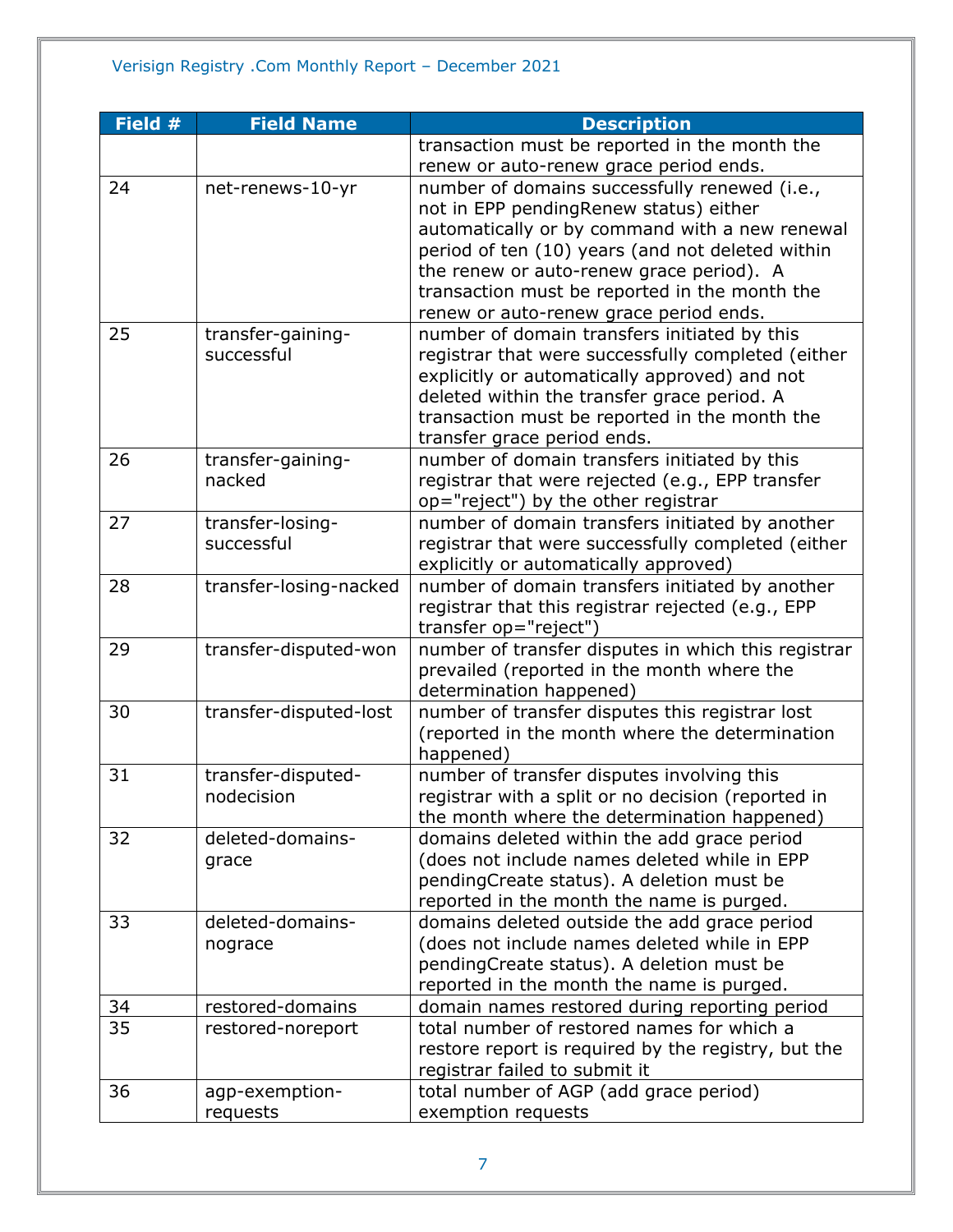| Field # | Field Name | Description |
|---|---|---|
| | | transaction must be reported in the month the renew or auto-renew grace period ends. |
| 24 | net-renews-10-yr | number of domains successfully renewed (i.e., not in EPP pendingRenew status) either automatically or by command with a new renewal period of ten (10) years (and not deleted within the renew or auto-renew grace period). A transaction must be reported in the month the renew or auto-renew grace period ends. |
| 25 | transfer-gaining-successful | number of domain transfers initiated by this registrar that were successfully completed (either explicitly or automatically approved) and not deleted within the transfer grace period. A transaction must be reported in the month the transfer grace period ends. |
| 26 | transfer-gaining-nacked | number of domain transfers initiated by this registrar that were rejected (e.g., EPP transfer op="reject") by the other registrar |
| 27 | transfer-losing-successful | number of domain transfers initiated by another registrar that were successfully completed (either explicitly or automatically approved) |
| 28 | transfer-losing-nacked | number of domain transfers initiated by another registrar that this registrar rejected (e.g., EPP transfer op="reject") |
| 29 | transfer-disputed-won | number of transfer disputes in which this registrar prevailed (reported in the month where the determination happened) |
| 30 | transfer-disputed-lost | number of transfer disputes this registrar lost (reported in the month where the determination happened) |
| 31 | transfer-disputed-nodecision | number of transfer disputes involving this registrar with a split or no decision (reported in the month where the determination happened) |
| 32 | deleted-domains-grace | domains deleted within the add grace period (does not include names deleted while in EPP pendingCreate status). A deletion must be reported in the month the name is purged. |
| 33 | deleted-domains-nograce | domains deleted outside the add grace period (does not include names deleted while in EPP pendingCreate status). A deletion must be reported in the month the name is purged. |
| 34 | restored-domains | domain names restored during reporting period |
| 35 | restored-noreport | total number of restored names for which a restore report is required by the registry, but the registrar failed to submit it |
| 36 | agp-exemption-requests | total number of AGP (add grace period) exemption requests |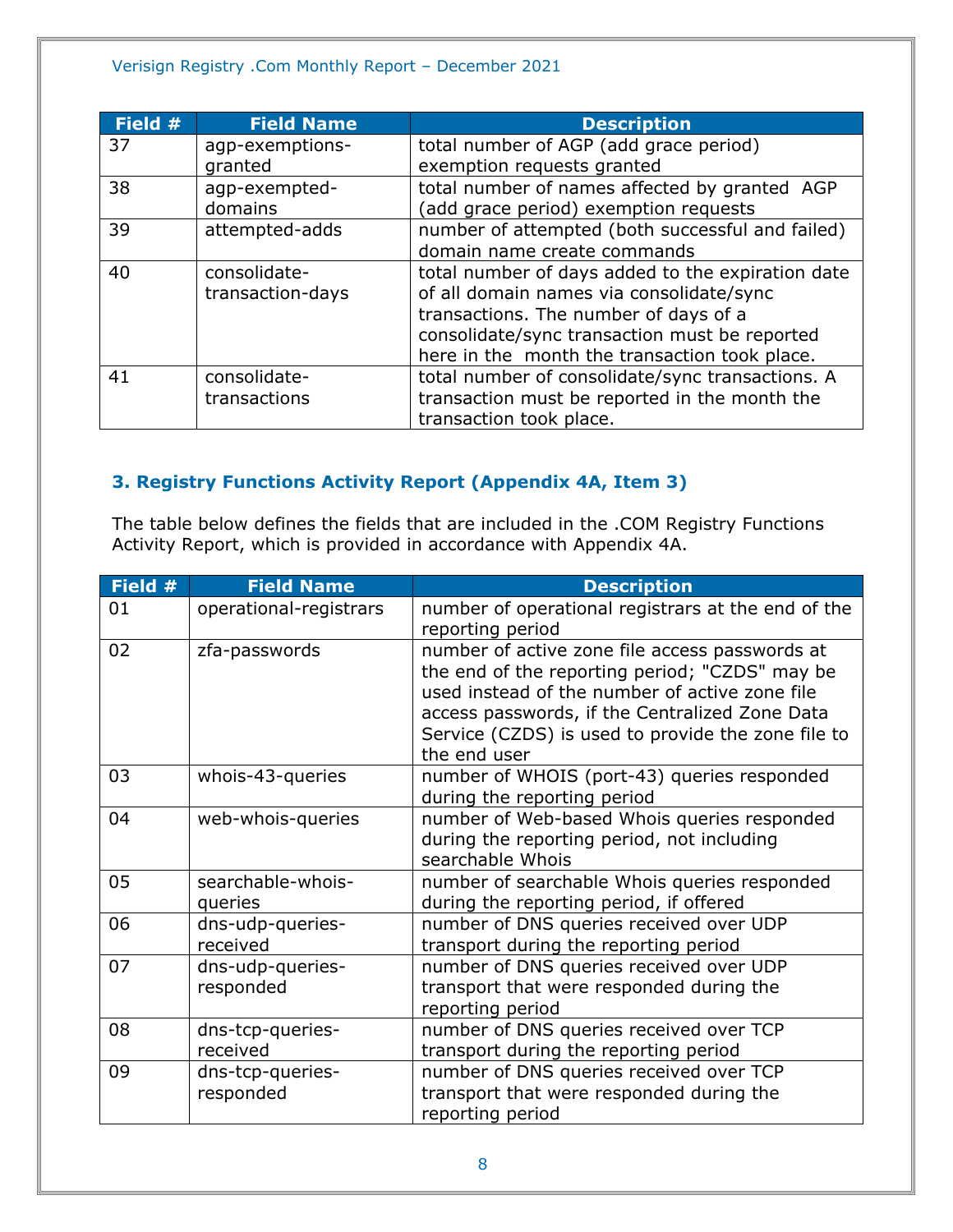| Field # | Field Name | Description |
|---|---|---|
| 37 | agp-exemptions-granted | total number of AGP (add grace period) exemption requests granted |
| 38 | agp-exempted-domains | total number of names affected by granted AGP (add grace period) exemption requests |
| 39 | attempted-adds | number of attempted (both successful and failed) domain name create commands |
| 40 | consolidate-transaction-days | total number of days added to the expiration date of all domain names via consolidate/sync transactions. The number of days of a consolidate/sync transaction must be reported here in the month the transaction took place. |
| 41 | consolidate-transactions | total number of consolidate/sync transactions. A transaction must be reported in the month the transaction took place. |

### 3. Registry Functions Activity Report (Appendix 4A, Item 3)

The table below defines the fields that are included in the .COM Registry Functions Activity Report, which is provided in accordance with Appendix 4A.

| Field # | Field Name | Description |
|---|---|---|
| 01 | operational-registrars | number of operational registrars at the end of the reporting period |
| 02 | zfa-passwords | number of active zone file access passwords at the end of the reporting period; "CZDS" may be used instead of the number of active zone file access passwords, if the Centralized Zone Data Service (CZDS) is used to provide the zone file to the end user |
| 03 | whois-43-queries | number of WHOIS (port-43) queries responded during the reporting period |
| 04 | web-whois-queries | number of Web-based Whois queries responded during the reporting period, not including searchable Whois |
| 05 | searchable-whois-queries | number of searchable Whois queries responded during the reporting period, if offered |
| 06 | dns-udp-queries-received | number of DNS queries received over UDP transport during the reporting period |
| 07 | dns-udp-queries-responded | number of DNS queries received over UDP transport that were responded during the reporting period |
| 08 | dns-tcp-queries-received | number of DNS queries received over TCP transport during the reporting period |
| 09 | dns-tcp-queries-responded | number of DNS queries received over TCP transport that were responded during the reporting period |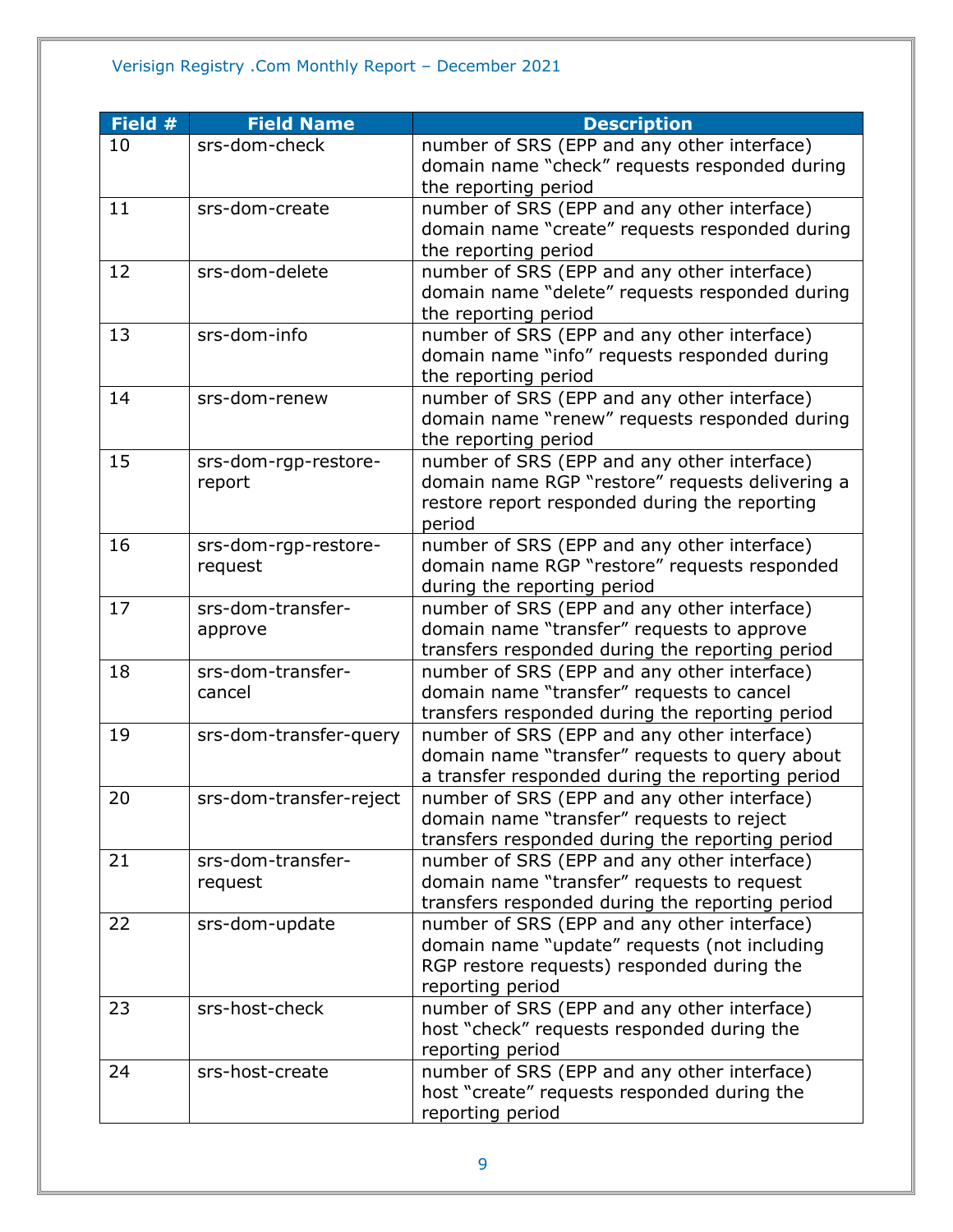| Field # | Field Name | Description |
|---|---|---|
| 10 | srs-dom-check | number of SRS (EPP and any other interface) domain name "check" requests responded during the reporting period |
| 11 | srs-dom-create | number of SRS (EPP and any other interface) domain name "create" requests responded during the reporting period |
| 12 | srs-dom-delete | number of SRS (EPP and any other interface) domain name "delete" requests responded during the reporting period |
| 13 | srs-dom-info | number of SRS (EPP and any other interface) domain name "info" requests responded during the reporting period |
| 14 | srs-dom-renew | number of SRS (EPP and any other interface) domain name "renew" requests responded during the reporting period |
| 15 | srs-dom-rgp-restore-report | number of SRS (EPP and any other interface) domain name RGP "restore" requests delivering a restore report responded during the reporting period |
| 16 | srs-dom-rgp-restore-request | number of SRS (EPP and any other interface) domain name RGP "restore" requests responded during the reporting period |
| 17 | srs-dom-transfer-approve | number of SRS (EPP and any other interface) domain name "transfer" requests to approve transfers responded during the reporting period |
| 18 | srs-dom-transfer-cancel | number of SRS (EPP and any other interface) domain name "transfer" requests to cancel transfers responded during the reporting period |
| 19 | srs-dom-transfer-query | number of SRS (EPP and any other interface) domain name "transfer" requests to query about a transfer responded during the reporting period |
| 20 | srs-dom-transfer-reject | number of SRS (EPP and any other interface) domain name "transfer" requests to reject transfers responded during the reporting period |
| 21 | srs-dom-transfer-request | number of SRS (EPP and any other interface) domain name "transfer" requests to request transfers responded during the reporting period |
| 22 | srs-dom-update | number of SRS (EPP and any other interface) domain name "update" requests (not including RGP restore requests) responded during the reporting period |
| 23 | srs-host-check | number of SRS (EPP and any other interface) host "check" requests responded during the reporting period |
| 24 | srs-host-create | number of SRS (EPP and any other interface) host "create" requests responded during the reporting period |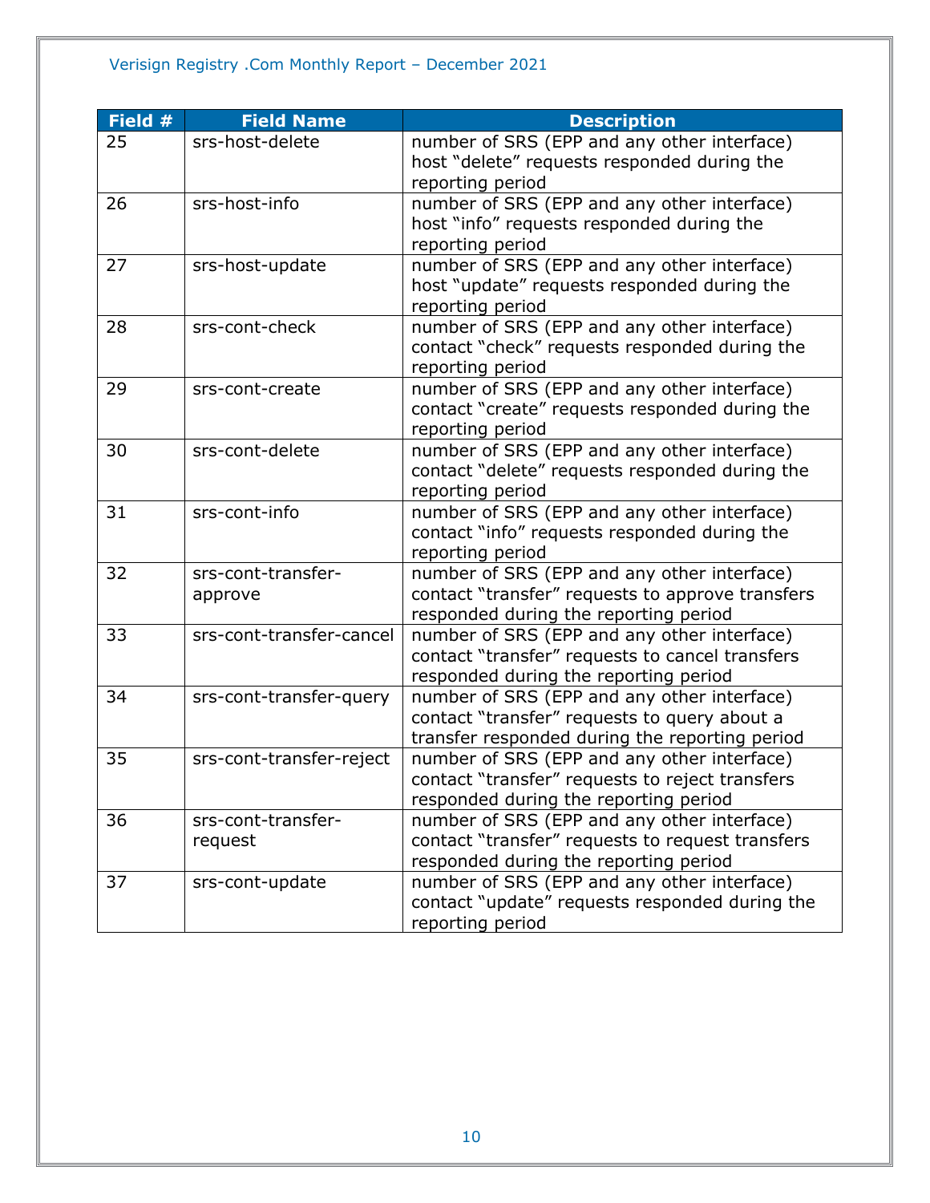| Field # | Field Name | Description |
| --- | --- | --- |
| 25 | srs-host-delete | number of SRS (EPP and any other interface) host “delete” requests responded during the reporting period |
| 26 | srs-host-info | number of SRS (EPP and any other interface) host “info” requests responded during the reporting period |
| 27 | srs-host-update | number of SRS (EPP and any other interface) host “update” requests responded during the reporting period |
| 28 | srs-cont-check | number of SRS (EPP and any other interface) contact “check” requests responded during the reporting period |
| 29 | srs-cont-create | number of SRS (EPP and any other interface) contact “create” requests responded during the reporting period |
| 30 | srs-cont-delete | number of SRS (EPP and any other interface) contact “delete” requests responded during the reporting period |
| 31 | srs-cont-info | number of SRS (EPP and any other interface) contact “info” requests responded during the reporting period |
| 32 | srs-cont-transfer-approve | number of SRS (EPP and any other interface) contact “transfer” requests to approve transfers responded during the reporting period |
| 33 | srs-cont-transfer-cancel | number of SRS (EPP and any other interface) contact “transfer” requests to cancel transfers responded during the reporting period |
| 34 | srs-cont-transfer-query | number of SRS (EPP and any other interface) contact “transfer” requests to query about a transfer responded during the reporting period |
| 35 | srs-cont-transfer-reject | number of SRS (EPP and any other interface) contact “transfer” requests to reject transfers responded during the reporting period |
| 36 | srs-cont-transfer-request | number of SRS (EPP and any other interface) contact “transfer” requests to request transfers responded during the reporting period |
| 37 | srs-cont-update | number of SRS (EPP and any other interface) contact “update” requests responded during the reporting period |